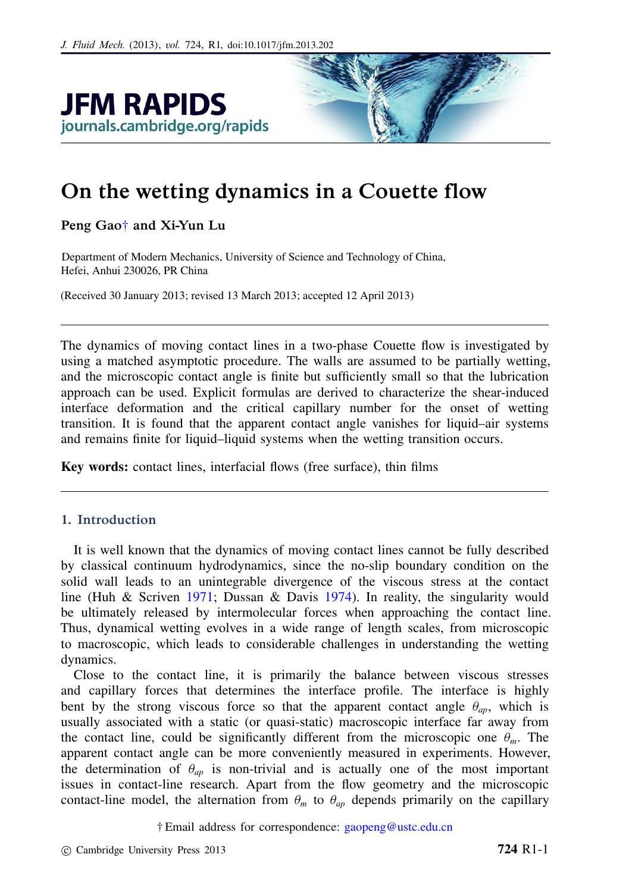# On the wetting dynamics in a Couette flow

**Peng Gao† and Xi-Yun Lu**

Department of Modern Mechanics, University of Science and Technology of China, Hefei, Anhui 230026, PR China

(Received 30 January 2013; revised 13 March 2013; accepted 12 April 2013)

The dynamics of moving contact lines in a two-phase Couette flow is investigated by using a matched asymptotic procedure. The walls are assumed to be partially wetting, and the microscopic contact angle is finite but sufficiently small so that the lubrication approach can be used. Explicit formulas are derived to characterize the shear-induced interface deformation and the critical capillary number for the onset of wetting transition. It is found that the apparent contact angle vanishes for liquid–air systems and remains finite for liquid–liquid systems when the wetting transition occurs.

**Key words:** contact lines, interfacial flows (free surface), thin films

## 1. Introduction

It is well known that the dynamics of moving contact lines cannot be fully described by classical continuum hydrodynamics, since the no-slip boundary condition on the solid wall leads to an unintegrable divergence of the viscous stress at the contact line (Huh & Scriven 1971; Dussan & Davis 1974). In reality, the singularity would be ultimately released by intermolecular forces when approaching the contact line. Thus, dynamical wetting evolves in a wide range of length scales, from microscopic to macroscopic, which leads to considerable challenges in understanding the wetting dynamics.

Close to the contact line, it is primarily the balance between viscous stresses and capillary forces that determines the interface profile. The interface is highly bent by the strong viscous force so that the apparent contact angle $\theta_{ap}$, which is usually associated with a static (or quasi-static) macroscopic interface far away from the contact line, could be significantly different from the microscopic one $\theta_m$. The apparent contact angle can be more conveniently measured in experiments. However, the determination of $\theta_{ap}$ is non-trivial and is actually one of the most important issues in contact-line research. Apart from the flow geometry and the microscopic contact-line model, the alternation from $\theta_m$ to $\theta_{ap}$ depends primarily on the capillary

† Email address for correspondence: gaopeng@ustc.edu.cn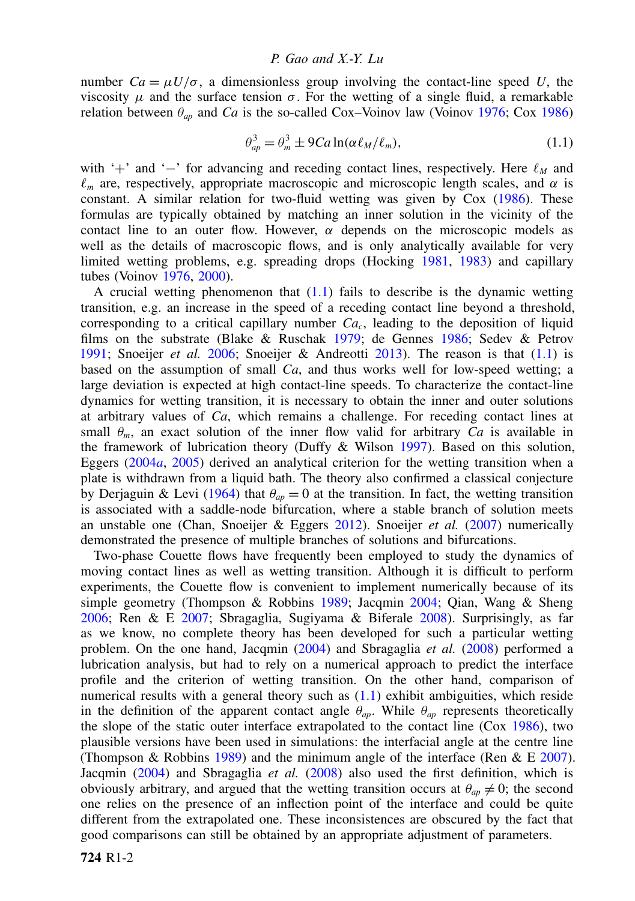number $Ca = \mu U/\sigma$, a dimensionless group involving the contact-line speed $U$, the viscosity $\mu$ and the surface tension $\sigma$. For the wetting of a single fluid, a remarkable relation between $\theta_{ap}$ and $Ca$ is the so-called Cox–Voinov law (Voinov 1976; Cox 1986)

$$\theta_{ap}^3 = \theta_m^3 \pm 9Ca \ln(\alpha \ell_M/\ell_m), \tag{1.1}$$

with '+' and '−' for advancing and receding contact lines, respectively. Here $\ell_M$ and $\ell_m$ are, respectively, appropriate macroscopic and microscopic length scales, and $\alpha$ is constant. A similar relation for two-fluid wetting was given by Cox (1986). These formulas are typically obtained by matching an inner solution in the vicinity of the contact line to an outer flow. However, $\alpha$ depends on the microscopic models as well as the details of macroscopic flows, and is only analytically available for very limited wetting problems, e.g. spreading drops (Hocking 1981, 1983) and capillary tubes (Voinov 1976, 2000).

A crucial wetting phenomenon that (1.1) fails to describe is the dynamic wetting transition, e.g. an increase in the speed of a receding contact line beyond a threshold, corresponding to a critical capillary number $Ca_c$, leading to the deposition of liquid films on the substrate (Blake & Ruschak 1979; de Gennes 1986; Sedev & Petrov 1991; Snoeijer *et al.* 2006; Snoeijer & Andreotti 2013). The reason is that (1.1) is based on the assumption of small $Ca$, and thus works well for low-speed wetting; a large deviation is expected at high contact-line speeds. To characterize the contact-line dynamics for wetting transition, it is necessary to obtain the inner and outer solutions at arbitrary values of $Ca$, which remains a challenge. For receding contact lines at small $\theta_m$, an exact solution of the inner flow valid for arbitrary $Ca$ is available in the framework of lubrication theory (Duffy & Wilson 1997). Based on this solution, Eggers (2004*a*, 2005) derived an analytical criterion for the wetting transition when a plate is withdrawn from a liquid bath. The theory also confirmed a classical conjecture by Derjaguin & Levi (1964) that $\theta_{ap} = 0$ at the transition. In fact, the wetting transition is associated with a saddle-node bifurcation, where a stable branch of solution meets an unstable one (Chan, Snoeijer & Eggers 2012). Snoeijer *et al.* (2007) numerically demonstrated the presence of multiple branches of solutions and bifurcations.

Two-phase Couette flows have frequently been employed to study the dynamics of moving contact lines as well as wetting transition. Although it is difficult to perform experiments, the Couette flow is convenient to implement numerically because of its simple geometry (Thompson & Robbins 1989; Jacqmin 2004; Qian, Wang & Sheng 2006; Ren & E 2007; Sbragaglia, Sugiyama & Biferale 2008). Surprisingly, as far as we know, no complete theory has been developed for such a particular wetting problem. On the one hand, Jacqmin (2004) and Sbragaglia *et al.* (2008) performed a lubrication analysis, but had to rely on a numerical approach to predict the interface profile and the criterion of wetting transition. On the other hand, comparison of numerical results with a general theory such as (1.1) exhibit ambiguities, which reside in the definition of the apparent contact angle $\theta_{ap}$. While $\theta_{ap}$ represents theoretically the slope of the static outer interface extrapolated to the contact line (Cox 1986), two plausible versions have been used in simulations: the interfacial angle at the centre line (Thompson & Robbins 1989) and the minimum angle of the interface (Ren & E 2007). Jacqmin (2004) and Sbragaglia *et al.* (2008) also used the first definition, which is obviously arbitrary, and argued that the wetting transition occurs at $\theta_{ap} \neq 0$; the second one relies on the presence of an inflection point of the interface and could be quite different from the extrapolated one. These inconsistences are obscured by the fact that good comparisons can still be obtained by an appropriate adjustment of parameters.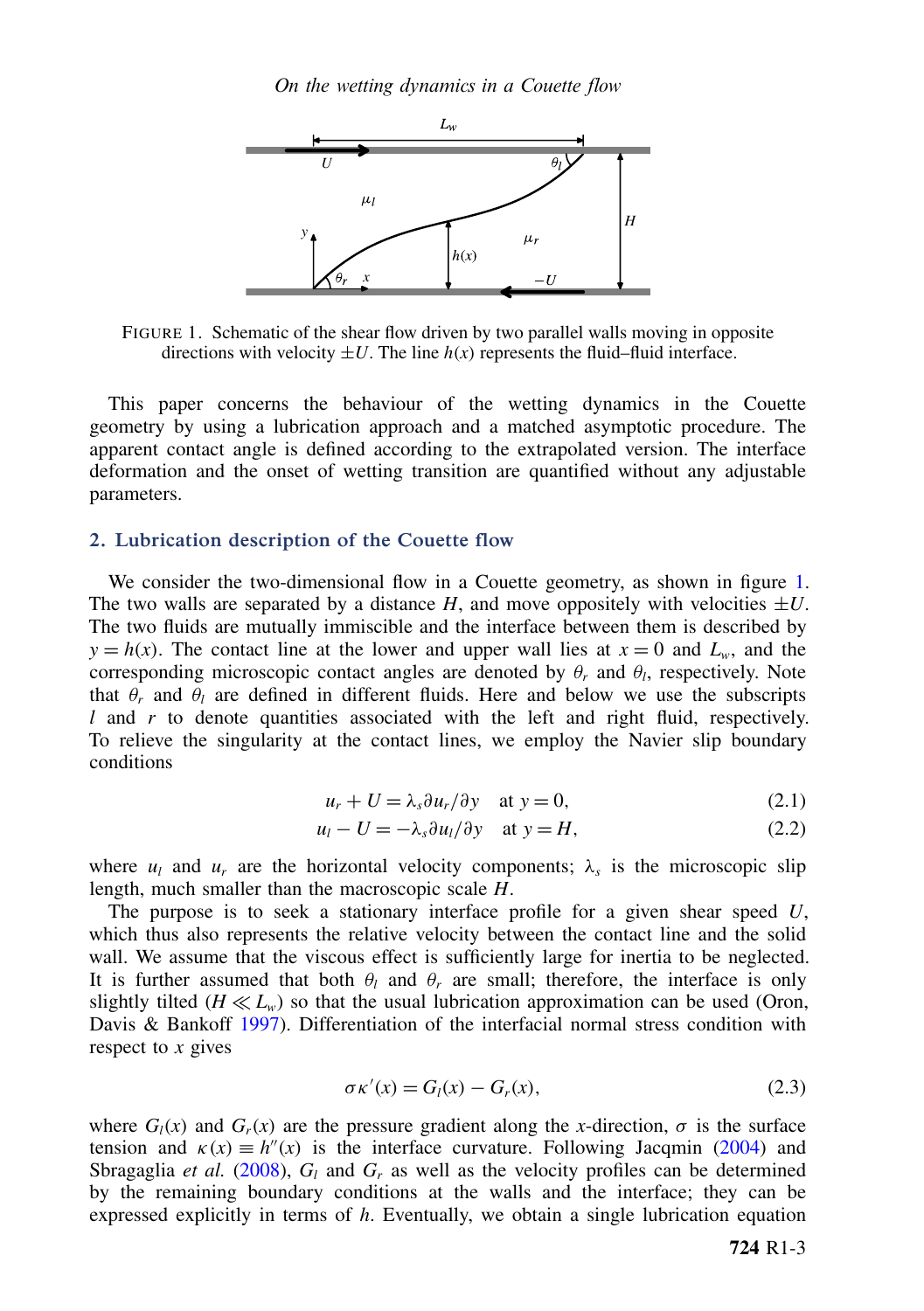FIGURE 1. Schematic of the shear flow driven by two parallel walls moving in opposite directions with velocity $\pm U$. The line $h(x)$ represents the fluid–fluid interface.

This paper concerns the behaviour of the wetting dynamics in the Couette geometry by using a lubrication approach and a matched asymptotic procedure. The apparent contact angle is defined according to the extrapolated version. The interface deformation and the onset of wetting transition are quantified without any adjustable parameters.

## 2. Lubrication description of the Couette flow

We consider the two-dimensional flow in a Couette geometry, as shown in figure 1. The two walls are separated by a distance $H$, and move oppositely with velocities $\pm U$. The two fluids are mutually immiscible and the interface between them is described by $y = h(x)$. The contact line at the lower and upper wall lies at $x = 0$ and $L_w$, and the corresponding microscopic contact angles are denoted by $\theta_r$ and $\theta_l$, respectively. Note that $\theta_r$ and $\theta_l$ are defined in different fluids. Here and below we use the subscripts $l$ and $r$ to denote quantities associated with the left and right fluid, respectively. To relieve the singularity at the contact lines, we employ the Navier slip boundary conditions

$$u_r + U = \lambda_s \partial u_r/\partial y \quad \text{at } y = 0, \tag{2.1}$$

$$u_l - U = -\lambda_s \partial u_l/\partial y \quad \text{at } y = H, \tag{2.2}$$

where $u_l$ and $u_r$ are the horizontal velocity components; $\lambda_s$ is the microscopic slip length, much smaller than the macroscopic scale $H$.

The purpose is to seek a stationary interface profile for a given shear speed $U$, which thus also represents the relative velocity between the contact line and the solid wall. We assume that the viscous effect is sufficiently large for inertia to be neglected. It is further assumed that both $\theta_l$ and $\theta_r$ are small; therefore, the interface is only slightly tilted ($H \ll L_w$) so that the usual lubrication approximation can be used (Oron, Davis & Bankoff 1997). Differentiation of the interfacial normal stress condition with respect to $x$ gives

$$\sigma \kappa'(x) = G_l(x) - G_r(x), \tag{2.3}$$

where $G_l(x)$ and $G_r(x)$ are the pressure gradient along the $x$-direction, $\sigma$ is the surface tension and $\kappa(x) \equiv h''(x)$ is the interface curvature. Following Jacqmin (2004) and Sbragaglia *et al.* (2008), $G_l$ and $G_r$ as well as the velocity profiles can be determined by the remaining boundary conditions at the walls and the interface; they can be expressed explicitly in terms of $h$. Eventually, we obtain a single lubrication equation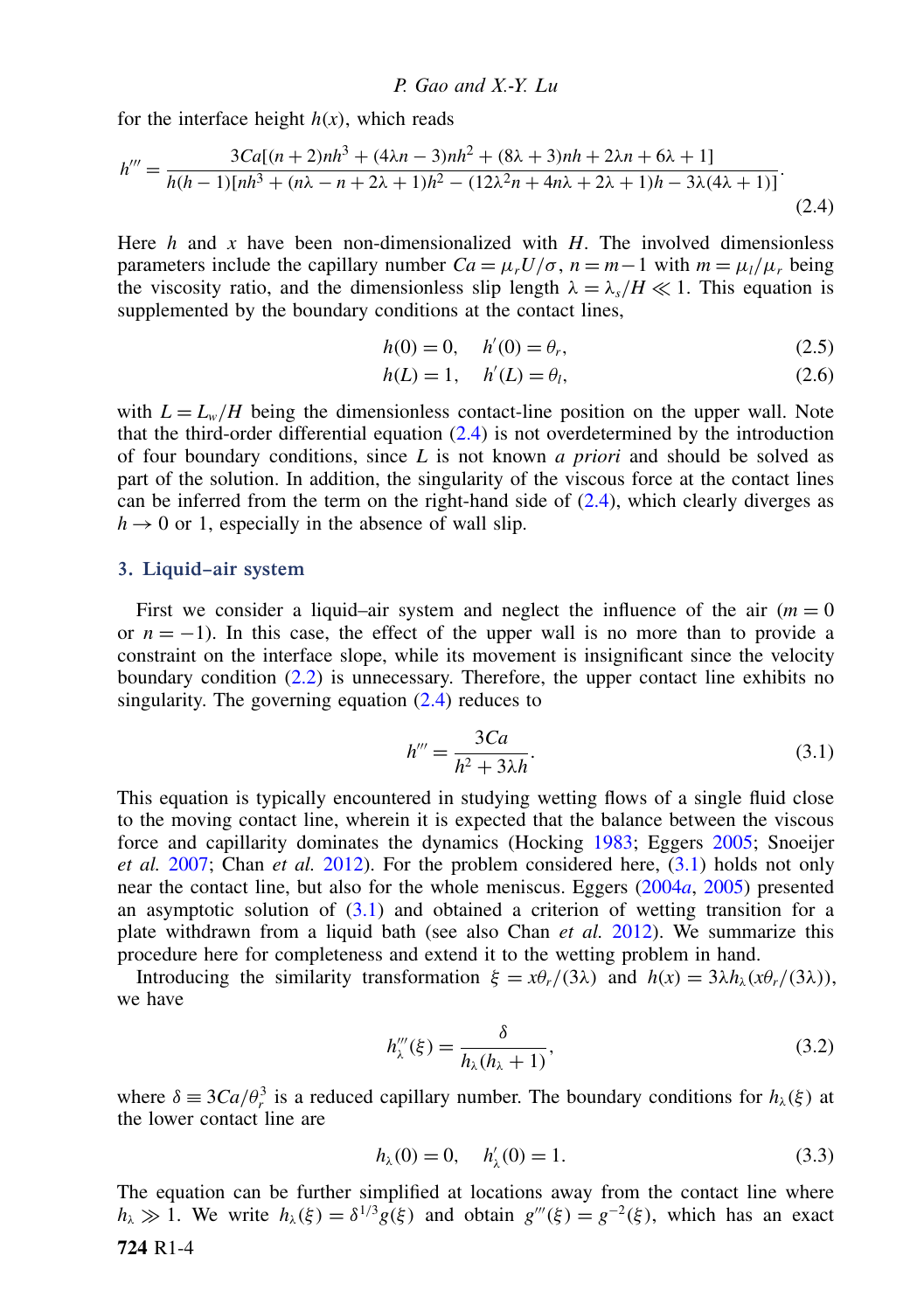for the interface height $h(x)$, which reads

$$h''' = \frac{3Ca[(n+2)nh^3 + (4\lambda n - 3)nh^2 + (8\lambda + 3)nh + 2\lambda n + 6\lambda + 1]}{h(h-1)[nh^3 + (n\lambda - n + 2\lambda + 1)h^2 - (12\lambda^2 n + 4n\lambda + 2\lambda + 1)h - 3\lambda(4\lambda + 1)]}. \tag{2.4}$$

Here $h$ and $x$ have been non-dimensionalized with $H$. The involved dimensionless parameters include the capillary number $Ca = \mu_r U/\sigma$, $n = m - 1$ with $m = \mu_l/\mu_r$ being the viscosity ratio, and the dimensionless slip length $\lambda = \lambda_s/H \ll 1$. This equation is supplemented by the boundary conditions at the contact lines,

$$h(0) = 0, \quad h'(0) = \theta_r, \tag{2.5}$$

$$h(L) = 1, \quad h'(L) = \theta_l, \tag{2.6}$$

with $L = L_w/H$ being the dimensionless contact-line position on the upper wall. Note that the third-order differential equation (2.4) is not overdetermined by the introduction of four boundary conditions, since $L$ is not known *a priori* and should be solved as part of the solution. In addition, the singularity of the viscous force at the contact lines can be inferred from the term on the right-hand side of (2.4), which clearly diverges as $h \to 0$ or 1, especially in the absence of wall slip.

## 3. Liquid–air system

First we consider a liquid–air system and neglect the influence of the air ($m = 0$ or $n = -1$). In this case, the effect of the upper wall is no more than to provide a constraint on the interface slope, while its movement is insignificant since the velocity boundary condition (2.2) is unnecessary. Therefore, the upper contact line exhibits no singularity. The governing equation (2.4) reduces to

$$h''' = \frac{3Ca}{h^2 + 3\lambda h}. \tag{3.1}$$

This equation is typically encountered in studying wetting flows of a single fluid close to the moving contact line, wherein it is expected that the balance between the viscous force and capillarity dominates the dynamics (Hocking 1983; Eggers 2005; Snoeijer *et al.* 2007; Chan *et al.* 2012). For the problem considered here, (3.1) holds not only near the contact line, but also for the whole meniscus. Eggers (2004*a*, 2005) presented an asymptotic solution of (3.1) and obtained a criterion of wetting transition for a plate withdrawn from a liquid bath (see also Chan *et al.* 2012). We summarize this procedure here for completeness and extend it to the wetting problem in hand.

Introducing the similarity transformation $\xi = x\theta_r/(3\lambda)$ and $h(x) = 3\lambda h_\lambda(x\theta_r/(3\lambda))$, we have

$$h_\lambda'''(\xi) = \frac{\delta}{h_\lambda(h_\lambda + 1)}, \tag{3.2}$$

where $\delta \equiv 3Ca/\theta_r^3$ is a reduced capillary number. The boundary conditions for $h_\lambda(\xi)$ at the lower contact line are

$$h_\lambda(0) = 0, \quad h_\lambda'(0) = 1. \tag{3.3}$$

The equation can be further simplified at locations away from the contact line where $h_\lambda \gg 1$. We write $h_\lambda(\xi) = \delta^{1/3} g(\xi)$ and obtain $g'''(\xi) = g^{-2}(\xi)$, which has an exact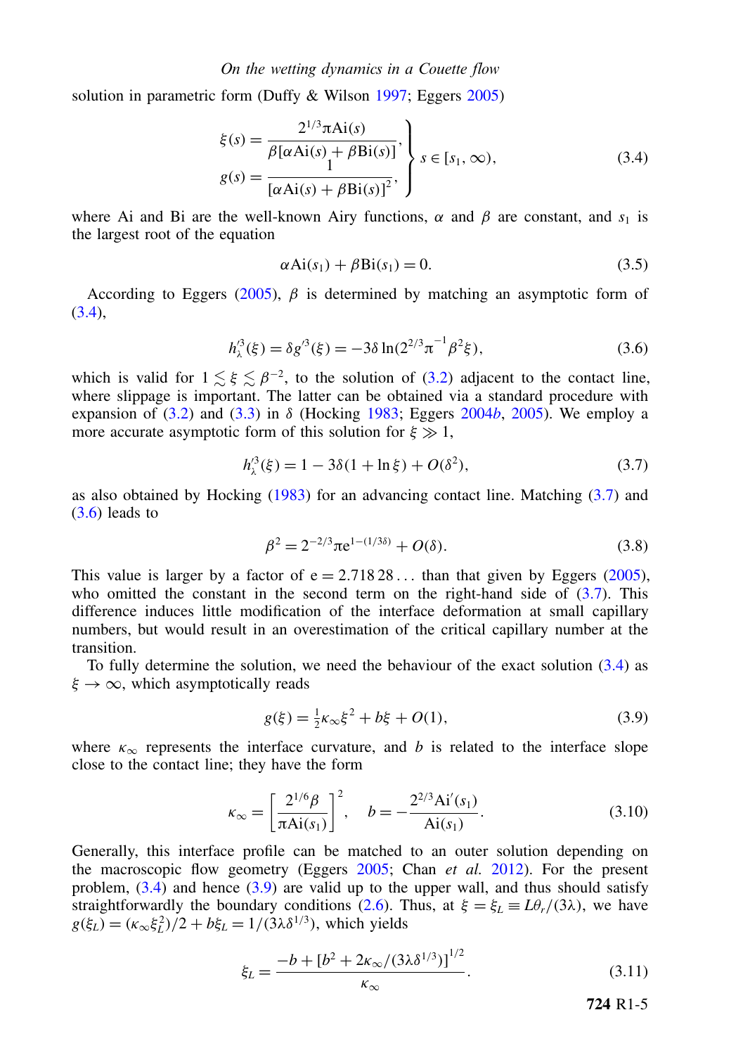solution in parametric form (Duffy & Wilson 1997; Eggers 2005)

$$\left.\begin{aligned} \xi(s) &= \frac{2^{1/3}\pi \mathrm{Ai}(s)}{\beta[\alpha \mathrm{Ai}(s) + \beta \mathrm{Bi}(s)]}, \\ g(s) &= \frac{1}{[\alpha \mathrm{Ai}(s) + \beta \mathrm{Bi}(s)]^2}, \end{aligned}\right\} s \in [s_1, \infty), \tag{3.4}$$

where Ai and Bi are the well-known Airy functions, $\alpha$ and $\beta$ are constant, and $s_1$ is the largest root of the equation

$$\alpha \mathrm{Ai}(s_1) + \beta \mathrm{Bi}(s_1) = 0. \tag{3.5}$$

According to Eggers (2005), $\beta$ is determined by matching an asymptotic form of (3.4),

$$h_\lambda'^3(\xi) = \delta g'^3(\xi) = -3\delta \ln(2^{2/3}\pi^{-1}\beta^2\xi), \tag{3.6}$$

which is valid for $1 \lesssim \xi \lesssim \beta^{-2}$, to the solution of (3.2) adjacent to the contact line, where slippage is important. The latter can be obtained via a standard procedure with expansion of (3.2) and (3.3) in $\delta$ (Hocking 1983; Eggers 2004*b*, 2005). We employ a more accurate asymptotic form of this solution for $\xi \gg 1$,

$$h_\lambda'^3(\xi) = 1 - 3\delta(1 + \ln \xi) + O(\delta^2), \tag{3.7}$$

as also obtained by Hocking (1983) for an advancing contact line. Matching (3.7) and (3.6) leads to

$$\beta^2 = 2^{-2/3}\pi e^{1-(1/3\delta)} + O(\delta). \tag{3.8}$$

This value is larger by a factor of $e = 2.71828\ldots$ than that given by Eggers (2005), who omitted the constant in the second term on the right-hand side of (3.7). This difference induces little modification of the interface deformation at small capillary numbers, but would result in an overestimation of the critical capillary number at the transition.

To fully determine the solution, we need the behaviour of the exact solution (3.4) as $\xi \to \infty$, which asymptotically reads

$$g(\xi) = \tfrac{1}{2}\kappa_\infty \xi^2 + b\xi + O(1), \tag{3.9}$$

where $\kappa_\infty$ represents the interface curvature, and $b$ is related to the interface slope close to the contact line; they have the form

$$\kappa_\infty = \left[\frac{2^{1/6}\beta}{\pi \mathrm{Ai}(s_1)}\right]^2, \quad b = -\frac{2^{2/3}\mathrm{Ai}'(s_1)}{\mathrm{Ai}(s_1)}. \tag{3.10}$$

Generally, this interface profile can be matched to an outer solution depending on the macroscopic flow geometry (Eggers 2005; Chan *et al.* 2012). For the present problem, (3.4) and hence (3.9) are valid up to the upper wall, and thus should satisfy straightforwardly the boundary conditions (2.6). Thus, at $\xi = \xi_L \equiv L\theta_r/(3\lambda)$, we have $g(\xi_L) = (\kappa_\infty \xi_L^2)/2 + b\xi_L = 1/(3\lambda\delta^{1/3})$, which yields

$$\xi_L = \frac{-b + [b^2 + 2\kappa_\infty/(3\lambda\delta^{1/3})]^{1/2}}{\kappa_\infty}. \tag{3.11}$$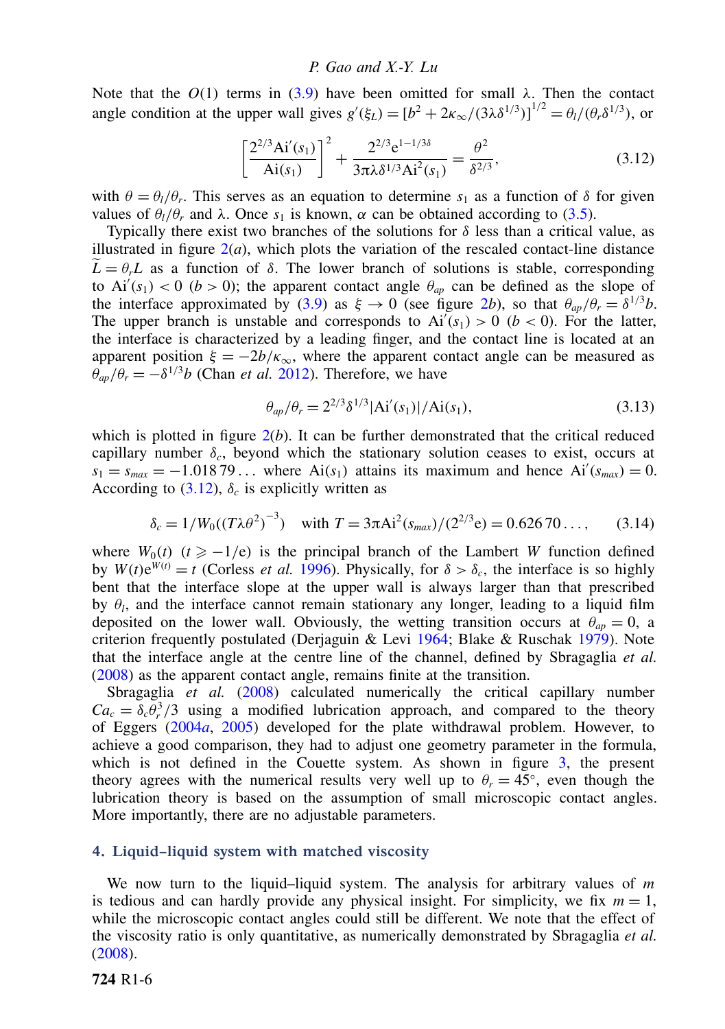Note that the $O(1)$ terms in (3.9) have been omitted for small $\lambda$. Then the contact angle condition at the upper wall gives $g'(\xi_L) = [b^2 + 2\kappa_\infty/(3\lambda\delta^{1/3})]^{1/2} = \theta_l/(\theta_r\delta^{1/3})$, or

$$\left[\frac{2^{2/3}\mathrm{Ai}'(s_1)}{\mathrm{Ai}(s_1)}\right]^2 + \frac{2^{2/3}\mathrm{e}^{1-1/3\delta}}{3\pi\lambda\delta^{1/3}\mathrm{Ai}^2(s_1)} = \frac{\theta^2}{\delta^{2/3}}, \tag{3.12}$$

with $\theta = \theta_l/\theta_r$. This serves as an equation to determine $s_1$ as a function of $\delta$ for given values of $\theta_l/\theta_r$ and $\lambda$. Once $s_1$ is known, $\alpha$ can be obtained according to (3.5).

Typically there exist two branches of the solutions for $\delta$ less than a critical value, as illustrated in figure 2(*a*), which plots the variation of the rescaled contact-line distance $\widetilde{L} = \theta_r L$ as a function of $\delta$. The lower branch of solutions is stable, corresponding to $\mathrm{Ai}'(s_1) < 0$ ($b > 0$); the apparent contact angle $\theta_{ap}$ can be defined as the slope of the interface approximated by (3.9) as $\xi \to 0$ (see figure 2*b*), so that $\theta_{ap}/\theta_r = \delta^{1/3}b$. The upper branch is unstable and corresponds to $\mathrm{Ai}'(s_1) > 0$ ($b < 0$). For the latter, the interface is characterized by a leading finger, and the contact line is located at an apparent position $\xi = -2b/\kappa_\infty$, where the apparent contact angle can be measured as $\theta_{ap}/\theta_r = -\delta^{1/3}b$ (Chan *et al.* 2012). Therefore, we have

$$\theta_{ap}/\theta_r = 2^{2/3}\delta^{1/3}|\mathrm{Ai}'(s_1)|/\mathrm{Ai}(s_1), \tag{3.13}$$

which is plotted in figure 2(*b*). It can be further demonstrated that the critical reduced capillary number $\delta_c$, beyond which the stationary solution ceases to exist, occurs at $s_1 = s_{max} = -1.01879\ldots$ where $\mathrm{Ai}(s_1)$ attains its maximum and hence $\mathrm{Ai}'(s_{max}) = 0$. According to (3.12), $\delta_c$ is explicitly written as

$$\delta_c = 1/W_0((T\lambda\theta^2)^{-3}) \quad \text{with } T = 3\pi\mathrm{Ai}^2(s_{max})/(2^{2/3}\mathrm{e}) = 0.62670\ldots, \tag{3.14}$$

where $W_0(t)$ ($t \geqslant -1/\mathrm{e}$) is the principal branch of the Lambert $W$ function defined by $W(t)\mathrm{e}^{W(t)} = t$ (Corless *et al.* 1996). Physically, for $\delta > \delta_c$, the interface is so highly bent that the interface slope at the upper wall is always larger than that prescribed by $\theta_l$, and the interface cannot remain stationary any longer, leading to a liquid film deposited on the lower wall. Obviously, the wetting transition occurs at $\theta_{ap} = 0$, a criterion frequently postulated (Derjaguin & Levi 1964; Blake & Ruschak 1979). Note that the interface angle at the centre line of the channel, defined by Sbragaglia *et al.* (2008) as the apparent contact angle, remains finite at the transition.

Sbragaglia *et al.* (2008) calculated numerically the critical capillary number $Ca_c = \delta_c\theta_r^3/3$ using a modified lubrication approach, and compared to the theory of Eggers (2004*a*, 2005) developed for the plate withdrawal problem. However, to achieve a good comparison, they had to adjust one geometry parameter in the formula, which is not defined in the Couette system. As shown in figure 3, the present theory agrees with the numerical results very well up to $\theta_r = 45°$, even though the lubrication theory is based on the assumption of small microscopic contact angles. More importantly, there are no adjustable parameters.

## 4. Liquid–liquid system with matched viscosity

We now turn to the liquid–liquid system. The analysis for arbitrary values of $m$ is tedious and can hardly provide any physical insight. For simplicity, we fix $m = 1$, while the microscopic contact angles could still be different. We note that the effect of the viscosity ratio is only quantitative, as numerically demonstrated by Sbragaglia *et al.* (2008).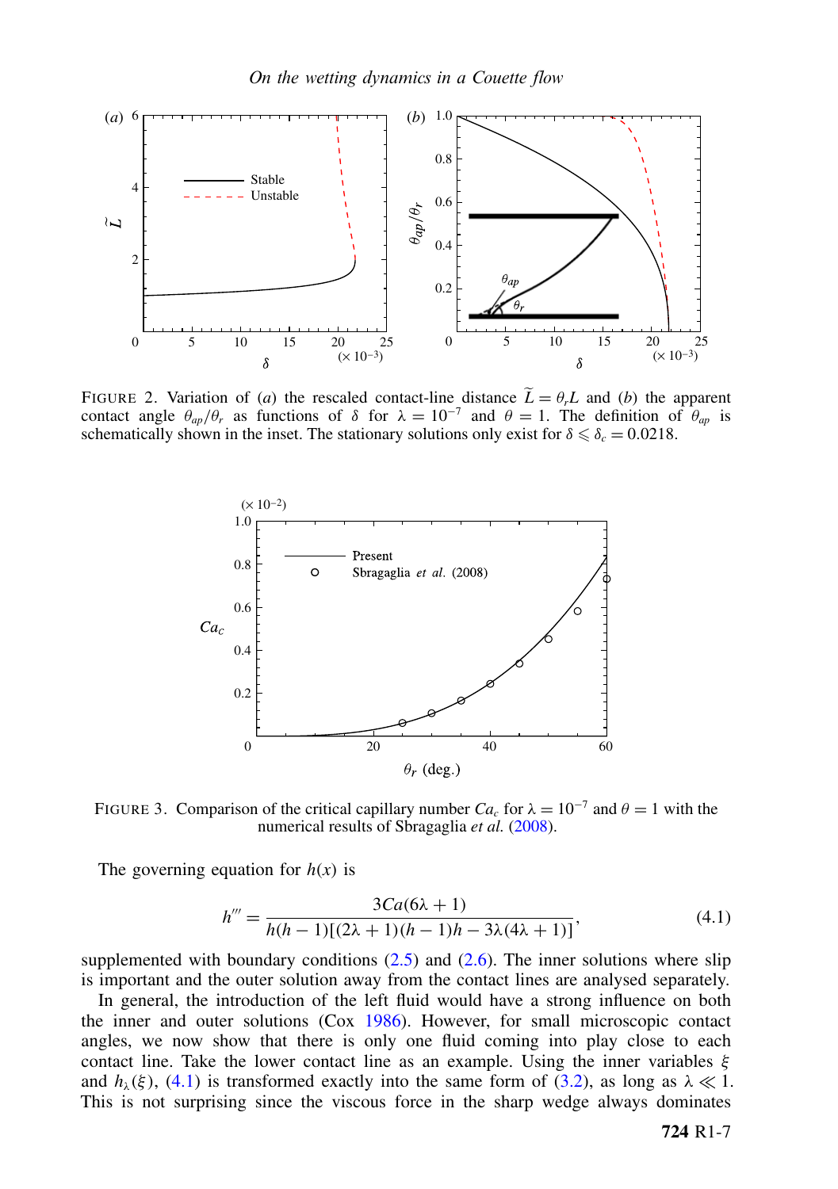FIGURE 2. Variation of (*a*) the rescaled contact-line distance $\widetilde{L} = \theta_r L$ and (*b*) the apparent contact angle $\theta_{ap}/\theta_r$ as functions of $\delta$ for $\lambda = 10^{-7}$ and $\theta = 1$. The definition of $\theta_{ap}$ is schematically shown in the inset. The stationary solutions only exist for $\delta \leqslant \delta_c = 0.0218$.

FIGURE 3. Comparison of the critical capillary number $Ca_c$ for $\lambda = 10^{-7}$ and $\theta = 1$ with the numerical results of Sbragaglia *et al.* (2008).

The governing equation for $h(x)$ is

$$h''' = \frac{3Ca(6\lambda + 1)}{h(h-1)[(2\lambda + 1)(h-1)h - 3\lambda(4\lambda + 1)]}, \tag{4.1}$$

supplemented with boundary conditions (2.5) and (2.6). The inner solutions where slip is important and the outer solution away from the contact lines are analysed separately.

In general, the introduction of the left fluid would have a strong influence on both the inner and outer solutions (Cox 1986). However, for small microscopic contact angles, we now show that there is only one fluid coming into play close to each contact line. Take the lower contact line as an example. Using the inner variables $\xi$ and $h_\lambda(\xi)$, (4.1) is transformed exactly into the same form of (3.2), as long as $\lambda \ll 1$. This is not surprising since the viscous force in the sharp wedge always dominates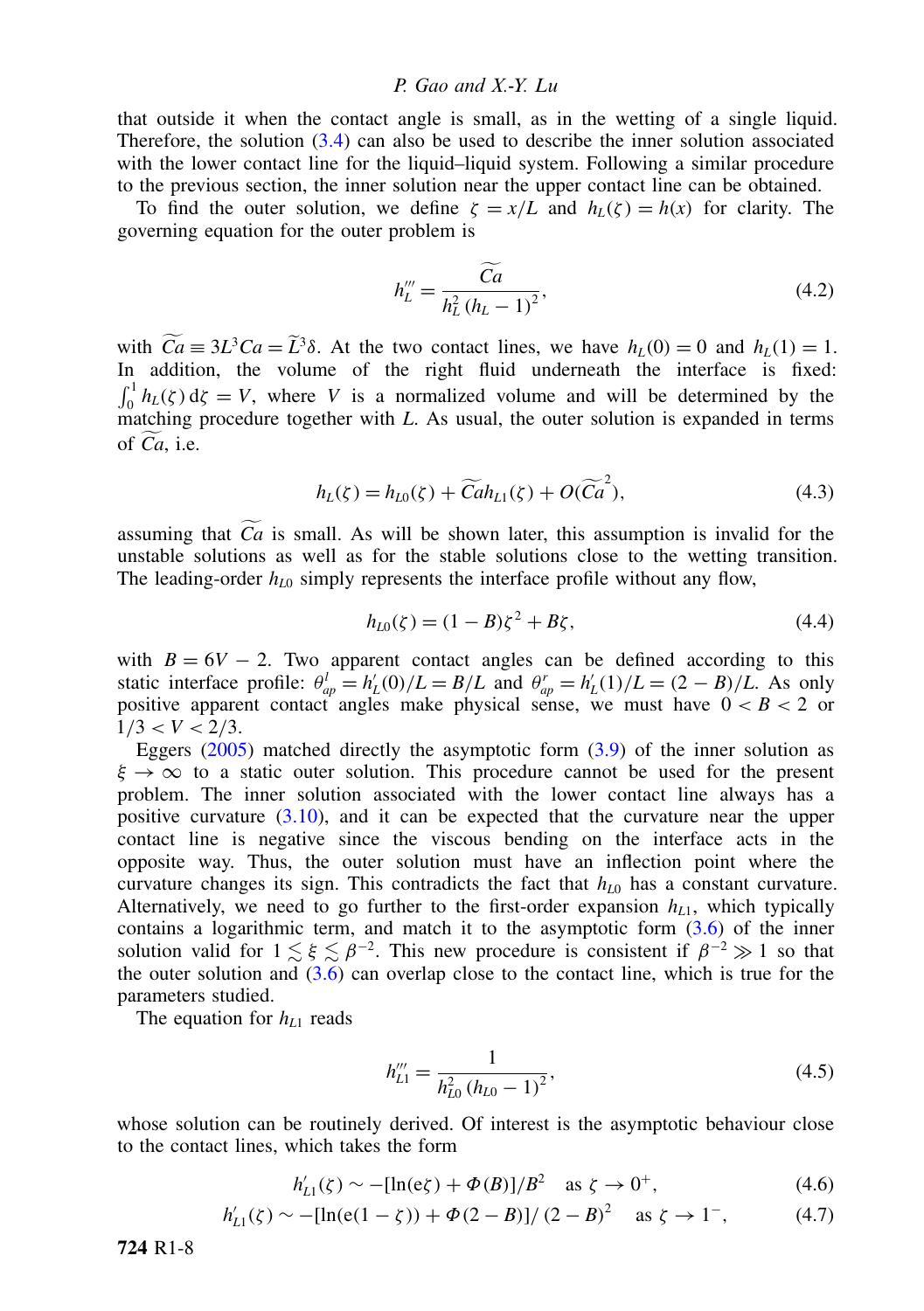that outside it when the contact angle is small, as in the wetting of a single liquid. Therefore, the solution (3.4) can also be used to describe the inner solution associated with the lower contact line for the liquid–liquid system. Following a similar procedure to the previous section, the inner solution near the upper contact line can be obtained.

To find the outer solution, we define $\zeta = x/L$ and $h_L(\zeta) = h(x)$ for clarity. The governing equation for the outer problem is

$$h_L''' = \frac{\widetilde{Ca}}{h_L^2 (h_L - 1)^2}, \tag{4.2}$$

with $\widetilde{Ca} \equiv 3L^3 Ca = \widetilde{L}^3 \delta$. At the two contact lines, we have $h_L(0) = 0$ and $h_L(1) = 1$. In addition, the volume of the right fluid underneath the interface is fixed: $\int_0^1 h_L(\zeta)\, \mathrm{d}\zeta = V$, where $V$ is a normalized volume and will be determined by the matching procedure together with $L$. As usual, the outer solution is expanded in terms of $\widetilde{Ca}$, i.e.

$$h_L(\zeta) = h_{L0}(\zeta) + \widetilde{Ca} h_{L1}(\zeta) + O(\widetilde{Ca}^2), \tag{4.3}$$

assuming that $\widetilde{Ca}$ is small. As will be shown later, this assumption is invalid for the unstable solutions as well as for the stable solutions close to the wetting transition. The leading-order $h_{L0}$ simply represents the interface profile without any flow,

$$h_{L0}(\zeta) = (1 - B)\zeta^2 + B\zeta, \tag{4.4}$$

with $B = 6V - 2$. Two apparent contact angles can be defined according to this static interface profile: $\theta_{ap}^l = h_L'(0)/L = B/L$ and $\theta_{ap}^r = h_L'(1)/L = (2 - B)/L$. As only positive apparent contact angles make physical sense, we must have $0 < B < 2$ or $1/3 < V < 2/3$.

Eggers (2005) matched directly the asymptotic form (3.9) of the inner solution as $\xi \to \infty$ to a static outer solution. This procedure cannot be used for the present problem. The inner solution associated with the lower contact line always has a positive curvature (3.10), and it can be expected that the curvature near the upper contact line is negative since the viscous bending on the interface acts in the opposite way. Thus, the outer solution must have an inflection point where the curvature changes its sign. This contradicts the fact that $h_{L0}$ has a constant curvature. Alternatively, we need to go further to the first-order expansion $h_{L1}$, which typically contains a logarithmic term, and match it to the asymptotic form (3.6) of the inner solution valid for $1 \lesssim \xi \lesssim \beta^{-2}$. This new procedure is consistent if $\beta^{-2} \gg 1$ so that the outer solution and (3.6) can overlap close to the contact line, which is true for the parameters studied.

The equation for $h_{L1}$ reads

$$h_{L1}''' = \frac{1}{h_{L0}^2 (h_{L0} - 1)^2}, \tag{4.5}$$

whose solution can be routinely derived. Of interest is the asymptotic behaviour close to the contact lines, which takes the form

$$h_{L1}'(\zeta) \sim -[\ln(\mathrm{e}\zeta) + \Phi(B)]/B^2 \quad \text{as } \zeta \to 0^+, \tag{4.6}$$

$$h_{L1}'(\zeta) \sim -[\ln(\mathrm{e}(1 - \zeta)) + \Phi(2 - B)]/(2 - B)^2 \quad \text{as } \zeta \to 1^-, \tag{4.7}$$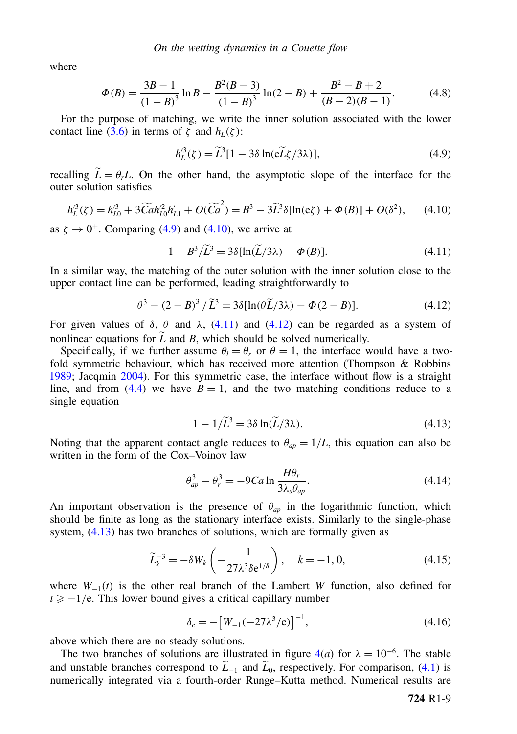where

$$\Phi(B) = \frac{3B-1}{(1-B)^3}\ln B - \frac{B^2(B-3)}{(1-B)^3}\ln(2-B) + \frac{B^2-B+2}{(B-2)(B-1)}. \tag{4.8}$$

For the purpose of matching, we write the inner solution associated with the lower contact line (3.6) in terms of $\zeta$ and $h_L(\zeta)$:

$$h_L'^3(\zeta) = \widetilde{L}^3[1 - 3\delta \ln(\mathrm{e}\widetilde{L}\zeta/3\lambda)], \tag{4.9}$$

recalling $\widetilde{L} = \theta_r L$. On the other hand, the asymptotic slope of the interface for the outer solution satisfies

$$h_L'^3(\zeta) = h_{L0}'^3 + 3\widetilde{Ca}h_{L0}'^2 h_{L1}' + O(\widetilde{Ca}^2) = B^3 - 3\widetilde{L}^3\delta[\ln(\mathrm{e}\zeta) + \Phi(B)] + O(\delta^2), \tag{4.10}$$

as $\zeta \to 0^+$. Comparing (4.9) and (4.10), we arrive at

$$1 - B^3/\widetilde{L}^3 = 3\delta[\ln(\widetilde{L}/3\lambda) - \Phi(B)]. \tag{4.11}$$

In a similar way, the matching of the outer solution with the inner solution close to the upper contact line can be performed, leading straightforwardly to

$$\theta^3 - (2-B)^3/\widetilde{L}^3 = 3\delta[\ln(\theta\widetilde{L}/3\lambda) - \Phi(2-B)]. \tag{4.12}$$

For given values of $\delta$, $\theta$ and $\lambda$, (4.11) and (4.12) can be regarded as a system of nonlinear equations for $\widetilde{L}$ and $B$, which should be solved numerically.

Specifically, if we further assume $\theta_l = \theta_r$ or $\theta = 1$, the interface would have a two-fold symmetric behaviour, which has received more attention (Thompson & Robbins 1989; Jacqmin 2004). For this symmetric case, the interface without flow is a straight line, and from (4.4) we have $B = 1$, and the two matching conditions reduce to a single equation

$$1 - 1/\widetilde{L}^3 = 3\delta \ln(\widetilde{L}/3\lambda). \tag{4.13}$$

Noting that the apparent contact angle reduces to $\theta_{ap} = 1/L$, this equation can also be written in the form of the Cox–Voinov law

$$\theta_{ap}^3 - \theta_r^3 = -9Ca \ln \frac{H\theta_r}{3\lambda_s \theta_{ap}}. \tag{4.14}$$

An important observation is the presence of $\theta_{ap}$ in the logarithmic function, which should be finite as long as the stationary interface exists. Similarly to the single-phase system, (4.13) has two branches of solutions, which are formally given as

$$\widetilde{L}_k^{-3} = -\delta W_k\left(-\frac{1}{27\lambda^3\delta \mathrm{e}^{1/\delta}}\right), \quad k = -1, 0, \tag{4.15}$$

where $W_{-1}(t)$ is the other real branch of the Lambert $W$ function, also defined for $t \geqslant -1/\mathrm{e}$. This lower bound gives a critical capillary number

$$\delta_c = -\left[W_{-1}(-27\lambda^3/\mathrm{e})\right]^{-1}, \tag{4.16}$$

above which there are no steady solutions.

The two branches of solutions are illustrated in figure 4(*a*) for $\lambda = 10^{-6}$. The stable and unstable branches correspond to $\widetilde{L}_{-1}$ and $\widetilde{L}_0$, respectively. For comparison, (4.1) is numerically integrated via a fourth-order Runge–Kutta method. Numerical results are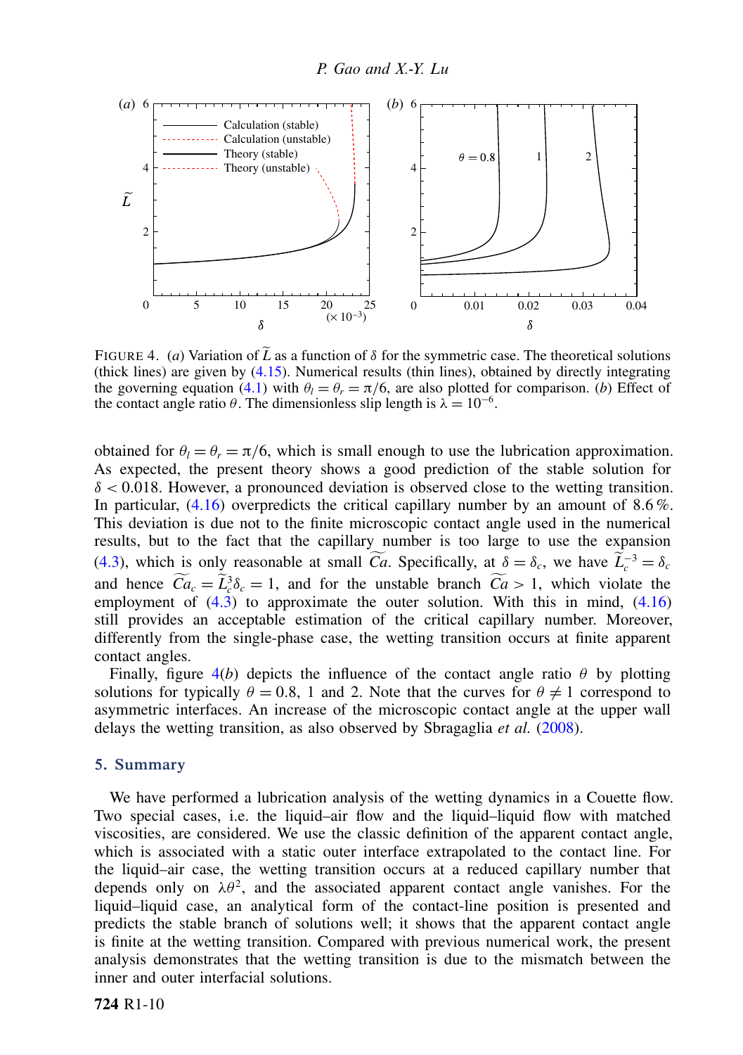FIGURE 4. (*a*) Variation of $\widetilde{L}$ as a function of $\delta$ for the symmetric case. The theoretical solutions (thick lines) are given by (4.15). Numerical results (thin lines), obtained by directly integrating the governing equation (4.1) with $\theta_l = \theta_r = \pi/6$, are also plotted for comparison. (*b*) Effect of the contact angle ratio $\theta$. The dimensionless slip length is $\lambda = 10^{-6}$.

obtained for $\theta_l = \theta_r = \pi/6$, which is small enough to use the lubrication approximation. As expected, the present theory shows a good prediction of the stable solution for $\delta < 0.018$. However, a pronounced deviation is observed close to the wetting transition. In particular, (4.16) overpredicts the critical capillary number by an amount of 8.6 %. This deviation is due not to the finite microscopic contact angle used in the numerical results, but to the fact that the capillary number is too large to use the expansion (4.3), which is only reasonable at small $\widetilde{Ca}$. Specifically, at $\delta = \delta_c$, we have $\widetilde{L}_c^{-3} = \delta_c$ and hence $\widetilde{Ca}_c = \widetilde{L}_c^3 \delta_c = 1$, and for the unstable branch $\widetilde{Ca} > 1$, which violate the employment of (4.3) to approximate the outer solution. With this in mind, (4.16) still provides an acceptable estimation of the critical capillary number. Moreover, differently from the single-phase case, the wetting transition occurs at finite apparent contact angles.

Finally, figure 4(*b*) depicts the influence of the contact angle ratio $\theta$ by plotting solutions for typically $\theta = 0.8$, 1 and 2. Note that the curves for $\theta \neq 1$ correspond to asymmetric interfaces. An increase of the microscopic contact angle at the upper wall delays the wetting transition, as also observed by Sbragaglia *et al.* (2008).

## 5. Summary

We have performed a lubrication analysis of the wetting dynamics in a Couette flow. Two special cases, i.e. the liquid–air flow and the liquid–liquid flow with matched viscosities, are considered. We use the classic definition of the apparent contact angle, which is associated with a static outer interface extrapolated to the contact line. For the liquid–air case, the wetting transition occurs at a reduced capillary number that depends only on $\lambda\theta^2$, and the associated apparent contact angle vanishes. For the liquid–liquid case, an analytical form of the contact-line position is presented and predicts the stable branch of solutions well; it shows that the apparent contact angle is finite at the wetting transition. Compared with previous numerical work, the present analysis demonstrates that the wetting transition is due to the mismatch between the inner and outer interfacial solutions.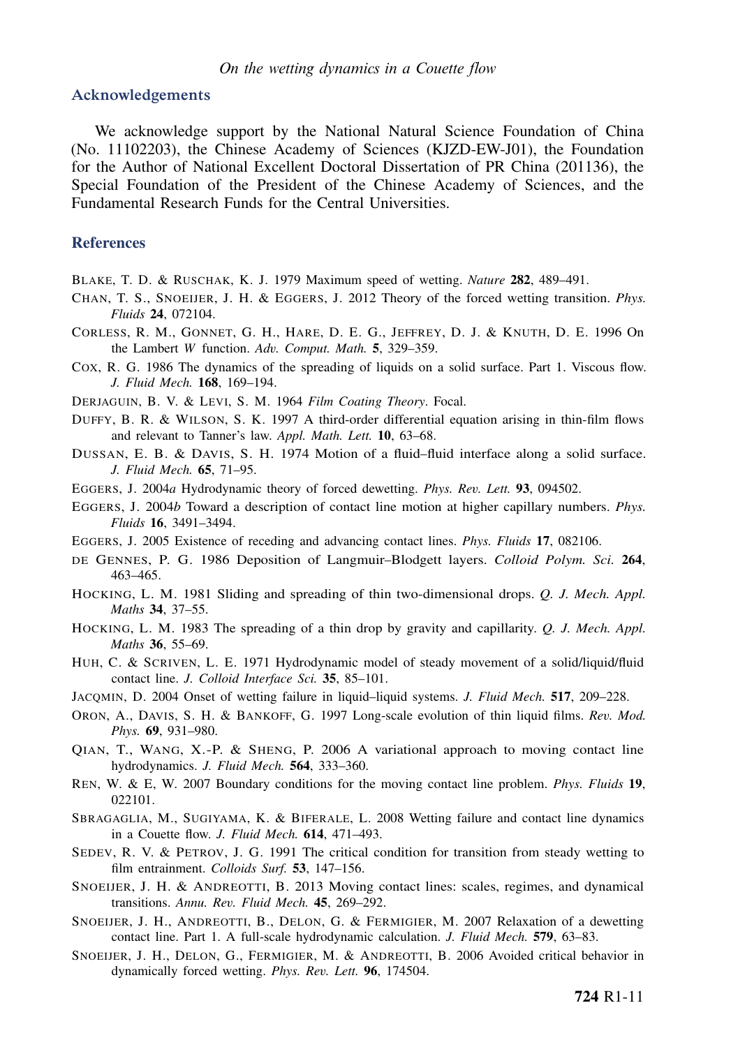## Acknowledgements

We acknowledge support by the National Natural Science Foundation of China (No. 11102203), the Chinese Academy of Sciences (KJZD-EW-J01), the Foundation for the Author of National Excellent Doctoral Dissertation of PR China (201136), the Special Foundation of the President of the Chinese Academy of Sciences, and the Fundamental Research Funds for the Central Universities.

## References

BLAKE, T. D. & RUSCHAK, K. J. 1979 Maximum speed of wetting. *Nature* **282**, 489–491.

CHAN, T. S., SNOEIJER, J. H. & EGGERS, J. 2012 Theory of the forced wetting transition. *Phys. Fluids* **24**, 072104.

CORLESS, R. M., GONNET, G. H., HARE, D. E. G., JEFFREY, D. J. & KNUTH, D. E. 1996 On the Lambert *W* function. *Adv. Comput. Math.* **5**, 329–359.

COX, R. G. 1986 The dynamics of the spreading of liquids on a solid surface. Part 1. Viscous flow. *J. Fluid Mech.* **168**, 169–194.

DERJAGUIN, B. V. & LEVI, S. M. 1964 *Film Coating Theory*. Focal.

DUFFY, B. R. & WILSON, S. K. 1997 A third-order differential equation arising in thin-film flows and relevant to Tanner's law. *Appl. Math. Lett.* **10**, 63–68.

DUSSAN, E. B. & DAVIS, S. H. 1974 Motion of a fluid–fluid interface along a solid surface. *J. Fluid Mech.* **65**, 71–95.

EGGERS, J. 2004*a* Hydrodynamic theory of forced dewetting. *Phys. Rev. Lett.* **93**, 094502.

EGGERS, J. 2004*b* Toward a description of contact line motion at higher capillary numbers. *Phys. Fluids* **16**, 3491–3494.

EGGERS, J. 2005 Existence of receding and advancing contact lines. *Phys. Fluids* **17**, 082106.

DE GENNES, P. G. 1986 Deposition of Langmuir–Blodgett layers. *Colloid Polym. Sci.* **264**, 463–465.

HOCKING, L. M. 1981 Sliding and spreading of thin two-dimensional drops. *Q. J. Mech. Appl. Maths* **34**, 37–55.

HOCKING, L. M. 1983 The spreading of a thin drop by gravity and capillarity. *Q. J. Mech. Appl. Maths* **36**, 55–69.

HUH, C. & SCRIVEN, L. E. 1971 Hydrodynamic model of steady movement of a solid/liquid/fluid contact line. *J. Colloid Interface Sci.* **35**, 85–101.

JACQMIN, D. 2004 Onset of wetting failure in liquid–liquid systems. *J. Fluid Mech.* **517**, 209–228.

ORON, A., DAVIS, S. H. & BANKOFF, G. 1997 Long-scale evolution of thin liquid films. *Rev. Mod. Phys.* **69**, 931–980.

QIAN, T., WANG, X.-P. & SHENG, P. 2006 A variational approach to moving contact line hydrodynamics. *J. Fluid Mech.* **564**, 333–360.

REN, W. & E, W. 2007 Boundary conditions for the moving contact line problem. *Phys. Fluids* **19**, 022101.

SBRAGAGLIA, M., SUGIYAMA, K. & BIFERALE, L. 2008 Wetting failure and contact line dynamics in a Couette flow. *J. Fluid Mech.* **614**, 471–493.

SEDEV, R. V. & PETROV, J. G. 1991 The critical condition for transition from steady wetting to film entrainment. *Colloids Surf.* **53**, 147–156.

SNOEIJER, J. H. & ANDREOTTI, B. 2013 Moving contact lines: scales, regimes, and dynamical transitions. *Annu. Rev. Fluid Mech.* **45**, 269–292.

SNOEIJER, J. H., ANDREOTTI, B., DELON, G. & FERMIGIER, M. 2007 Relaxation of a dewetting contact line. Part 1. A full-scale hydrodynamic calculation. *J. Fluid Mech.* **579**, 63–83.

SNOEIJER, J. H., DELON, G., FERMIGIER, M. & ANDREOTTI, B. 2006 Avoided critical behavior in dynamically forced wetting. *Phys. Rev. Lett.* **96**, 174504.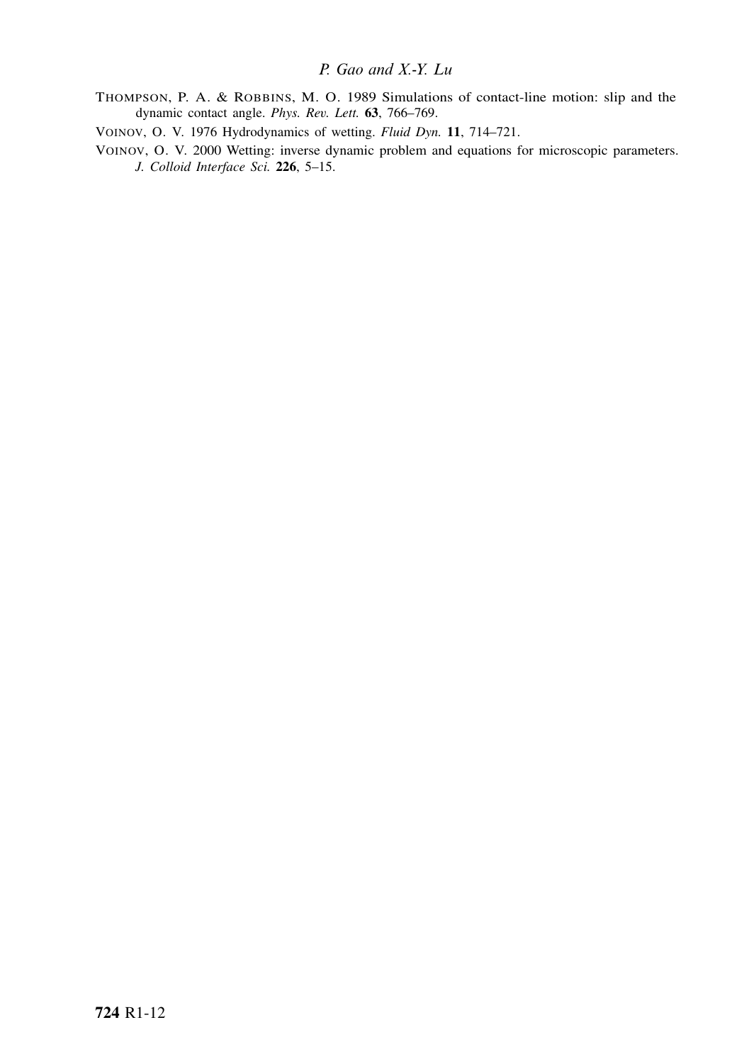THOMPSON, P. A. & ROBBINS, M. O. 1989 Simulations of contact-line motion: slip and the dynamic contact angle. *Phys. Rev. Lett.* **63**, 766–769.

VOINOV, O. V. 1976 Hydrodynamics of wetting. *Fluid Dyn.* **11**, 714–721.

VOINOV, O. V. 2000 Wetting: inverse dynamic problem and equations for microscopic parameters. *J. Colloid Interface Sci.* **226**, 5–15.